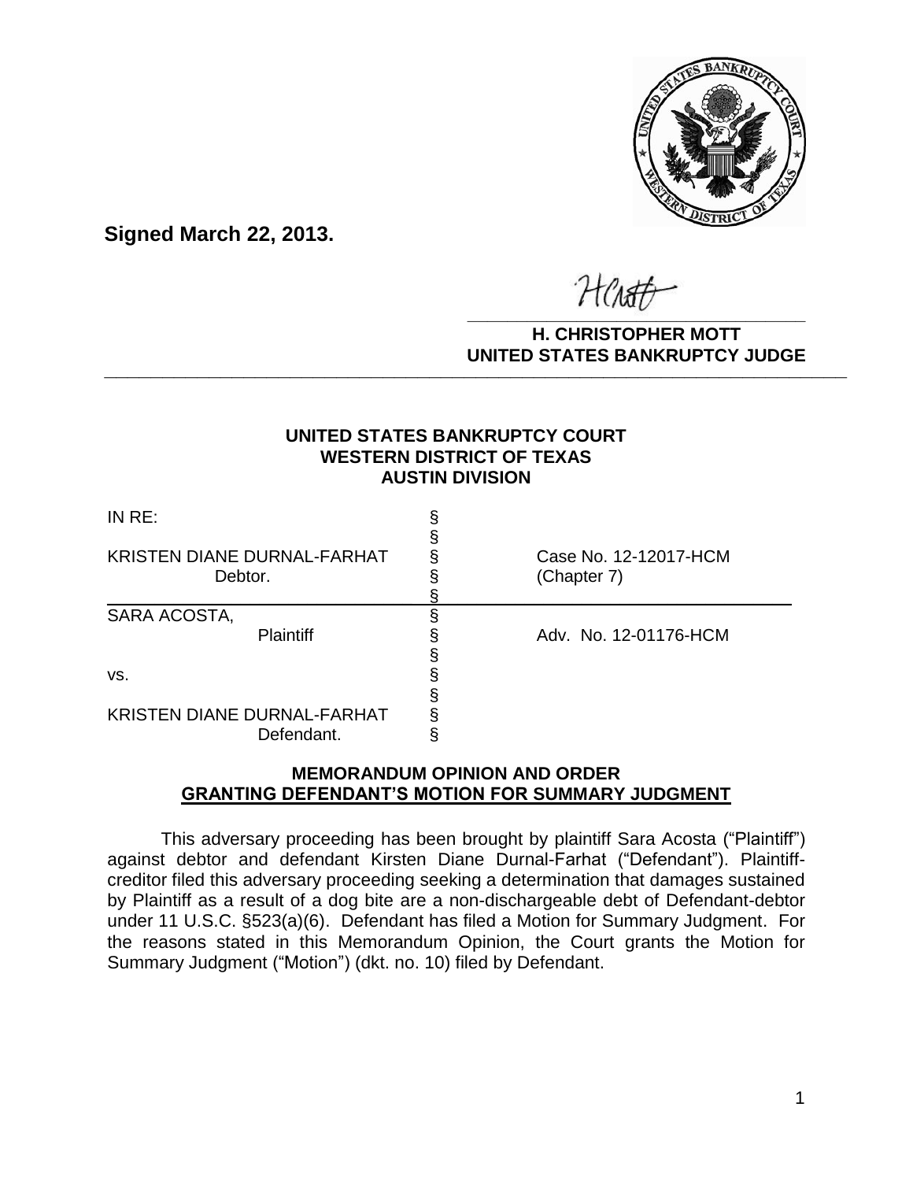**Signed March 22, 2013.**

**H. CHRISTOPHER MOTT**
**UNITED STATES BANKRUPTCY JUDGE**

---

**UNITED STATES BANKRUPTCY COURT**
**WESTERN DISTRICT OF TEXAS**
**AUSTIN DIVISION**

| | | |
|---|---|---|
| IN RE: | § | |
| | § | |
| KRISTEN DIANE DURNAL-FARHAT | § | Case No. 12-12017-HCM |
| Debtor. | § | (Chapter 7) |
| | § | |
| SARA ACOSTA, | § | |
| Plaintiff | § | Adv. No. 12-01176-HCM |
| | § | |
| vs. | § | |
| | § | |
| KRISTEN DIANE DURNAL-FARHAT | § | |
| Defendant. | § | |

**MEMORANDUM OPINION AND ORDER**
**GRANTING DEFENDANT'S MOTION FOR SUMMARY JUDGMENT**

This adversary proceeding has been brought by plaintiff Sara Acosta ("Plaintiff") against debtor and defendant Kirsten Diane Durnal-Farhat ("Defendant"). Plaintiff-creditor filed this adversary proceeding seeking a determination that damages sustained by Plaintiff as a result of a dog bite are a non-dischargeable debt of Defendant-debtor under 11 U.S.C. §523(a)(6). Defendant has filed a Motion for Summary Judgment. For the reasons stated in this Memorandum Opinion, the Court grants the Motion for Summary Judgment ("Motion") (dkt. no. 10) filed by Defendant.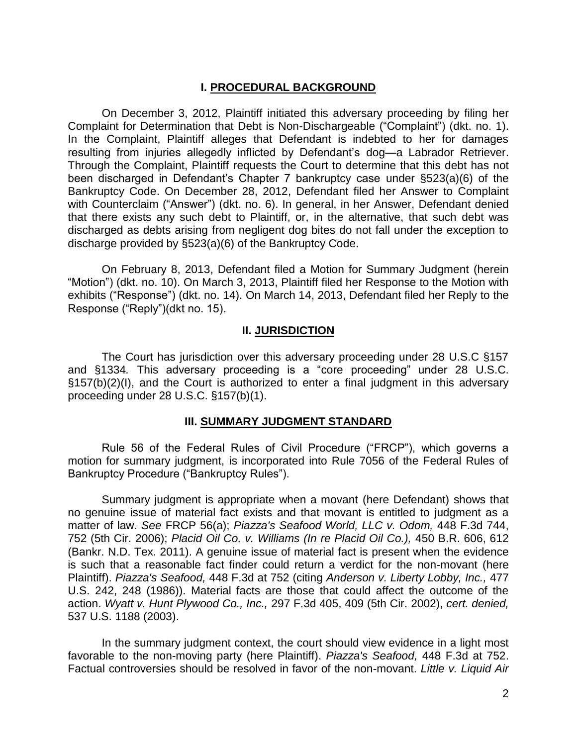## I. PROCEDURAL BACKGROUND

On December 3, 2012, Plaintiff initiated this adversary proceeding by filing her Complaint for Determination that Debt is Non-Dischargeable ("Complaint") (dkt. no. 1). In the Complaint, Plaintiff alleges that Defendant is indebted to her for damages resulting from injuries allegedly inflicted by Defendant's dog—a Labrador Retriever. Through the Complaint, Plaintiff requests the Court to determine that this debt has not been discharged in Defendant's Chapter 7 bankruptcy case under §523(a)(6) of the Bankruptcy Code. On December 28, 2012, Defendant filed her Answer to Complaint with Counterclaim ("Answer") (dkt. no. 6). In general, in her Answer, Defendant denied that there exists any such debt to Plaintiff, or, in the alternative, that such debt was discharged as debts arising from negligent dog bites do not fall under the exception to discharge provided by §523(a)(6) of the Bankruptcy Code.

On February 8, 2013, Defendant filed a Motion for Summary Judgment (herein "Motion") (dkt. no. 10). On March 3, 2013, Plaintiff filed her Response to the Motion with exhibits ("Response") (dkt. no. 14). On March 14, 2013, Defendant filed her Reply to the Response ("Reply")(dkt no. 15).

## II. JURISDICTION

The Court has jurisdiction over this adversary proceeding under 28 U.S.C §157 and §1334*.* This adversary proceeding is a "core proceeding" under 28 U.S.C. §157(b)(2)(I), and the Court is authorized to enter a final judgment in this adversary proceeding under 28 U.S.C. §157(b)(1).

## III. SUMMARY JUDGMENT STANDARD

Rule 56 of the Federal Rules of Civil Procedure ("FRCP"), which governs a motion for summary judgment, is incorporated into Rule 7056 of the Federal Rules of Bankruptcy Procedure ("Bankruptcy Rules").

Summary judgment is appropriate when a movant (here Defendant) shows that no genuine issue of material fact exists and that movant is entitled to judgment as a matter of law. *See* FRCP 56(a); *Piazza's Seafood World, LLC v. Odom,* 448 F.3d 744, 752 (5th Cir. 2006); *Placid Oil Co. v. Williams (In re Placid Oil Co.),* 450 B.R. 606, 612 (Bankr. N.D. Tex. 2011). A genuine issue of material fact is present when the evidence is such that a reasonable fact finder could return a verdict for the non-movant (here Plaintiff). *Piazza's Seafood,* 448 F.3d at 752 (citing *Anderson v. Liberty Lobby, Inc.,* 477 U.S. 242, 248 (1986)). Material facts are those that could affect the outcome of the action. *Wyatt v. Hunt Plywood Co., Inc.,* 297 F.3d 405, 409 (5th Cir. 2002), *cert. denied,* 537 U.S. 1188 (2003).

In the summary judgment context, the court should view evidence in a light most favorable to the non-moving party (here Plaintiff). *Piazza's Seafood,* 448 F.3d at 752. Factual controversies should be resolved in favor of the non-movant. *Little v. Liquid Air*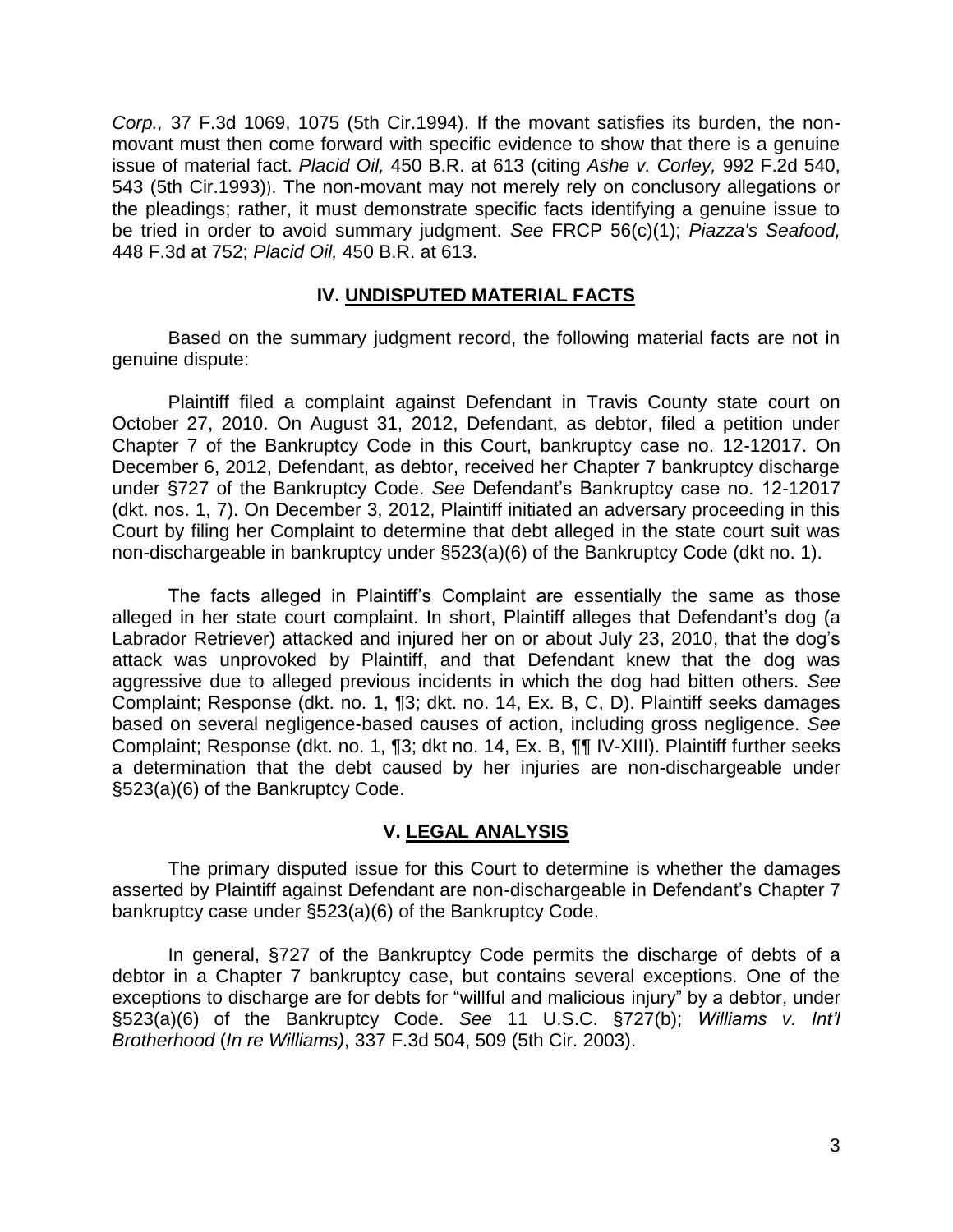*Corp.,* 37 F.3d 1069, 1075 (5th Cir.1994). If the movant satisfies its burden, the non-movant must then come forward with specific evidence to show that there is a genuine issue of material fact. *Placid Oil,* 450 B.R. at 613 (citing *Ashe v. Corley,* 992 F.2d 540, 543 (5th Cir.1993)). The non-movant may not merely rely on conclusory allegations or the pleadings; rather, it must demonstrate specific facts identifying a genuine issue to be tried in order to avoid summary judgment. *See* FRCP 56(c)(1); *Piazza's Seafood,* 448 F.3d at 752; *Placid Oil,* 450 B.R. at 613.

## IV. UNDISPUTED MATERIAL FACTS

Based on the summary judgment record, the following material facts are not in genuine dispute:

Plaintiff filed a complaint against Defendant in Travis County state court on October 27, 2010. On August 31, 2012, Defendant, as debtor, filed a petition under Chapter 7 of the Bankruptcy Code in this Court, bankruptcy case no. 12-12017. On December 6, 2012, Defendant, as debtor, received her Chapter 7 bankruptcy discharge under §727 of the Bankruptcy Code. *See* Defendant's Bankruptcy case no. 12-12017 (dkt. nos. 1, 7). On December 3, 2012, Plaintiff initiated an adversary proceeding in this Court by filing her Complaint to determine that debt alleged in the state court suit was non-dischargeable in bankruptcy under §523(a)(6) of the Bankruptcy Code (dkt no. 1).

The facts alleged in Plaintiff's Complaint are essentially the same as those alleged in her state court complaint. In short, Plaintiff alleges that Defendant's dog (a Labrador Retriever) attacked and injured her on or about July 23, 2010, that the dog's attack was unprovoked by Plaintiff, and that Defendant knew that the dog was aggressive due to alleged previous incidents in which the dog had bitten others. *See* Complaint; Response (dkt. no. 1, ¶3; dkt. no. 14, Ex. B, C, D). Plaintiff seeks damages based on several negligence-based causes of action, including gross negligence. *See* Complaint; Response (dkt. no. 1, ¶3; dkt no. 14, Ex. B, ¶¶ IV-XIII). Plaintiff further seeks a determination that the debt caused by her injuries are non-dischargeable under §523(a)(6) of the Bankruptcy Code.

## V. LEGAL ANALYSIS

The primary disputed issue for this Court to determine is whether the damages asserted by Plaintiff against Defendant are non-dischargeable in Defendant's Chapter 7 bankruptcy case under §523(a)(6) of the Bankruptcy Code.

In general, §727 of the Bankruptcy Code permits the discharge of debts of a debtor in a Chapter 7 bankruptcy case, but contains several exceptions. One of the exceptions to discharge are for debts for "willful and malicious injury" by a debtor, under §523(a)(6) of the Bankruptcy Code. *See* 11 U.S.C. §727(b); *Williams v. Int'l Brotherhood* (*In re Williams)*, 337 F.3d 504, 509 (5th Cir. 2003).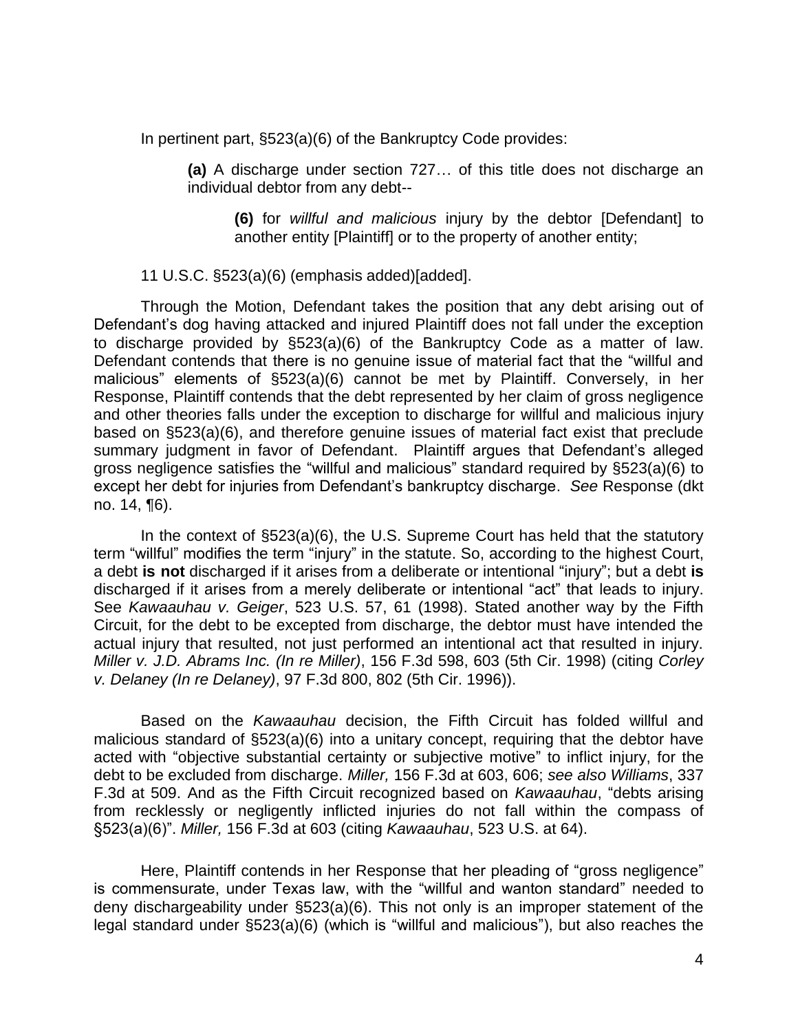In pertinent part, §523(a)(6) of the Bankruptcy Code provides:

> **(a)** A discharge under section 727… of this title does not discharge an individual debtor from any debt--
>
> > **(6)** for *willful and malicious* injury by the debtor [Defendant] to another entity [Plaintiff] or to the property of another entity;

11 U.S.C. §523(a)(6) (emphasis added)[added].

Through the Motion, Defendant takes the position that any debt arising out of Defendant's dog having attacked and injured Plaintiff does not fall under the exception to discharge provided by §523(a)(6) of the Bankruptcy Code as a matter of law. Defendant contends that there is no genuine issue of material fact that the "willful and malicious" elements of §523(a)(6) cannot be met by Plaintiff. Conversely, in her Response, Plaintiff contends that the debt represented by her claim of gross negligence and other theories falls under the exception to discharge for willful and malicious injury based on §523(a)(6), and therefore genuine issues of material fact exist that preclude summary judgment in favor of Defendant. Plaintiff argues that Defendant's alleged gross negligence satisfies the "willful and malicious" standard required by §523(a)(6) to except her debt for injuries from Defendant's bankruptcy discharge. *See* Response (dkt no. 14, ¶6).

In the context of §523(a)(6), the U.S. Supreme Court has held that the statutory term "willful" modifies the term "injury" in the statute. So, according to the highest Court, a debt **is not** discharged if it arises from a deliberate or intentional "injury"; but a debt **is** discharged if it arises from a merely deliberate or intentional "act" that leads to injury. See *Kawaauhau v. Geiger*, 523 U.S. 57, 61 (1998). Stated another way by the Fifth Circuit, for the debt to be excepted from discharge, the debtor must have intended the actual injury that resulted, not just performed an intentional act that resulted in injury. *Miller v. J.D. Abrams Inc. (In re Miller)*, 156 F.3d 598, 603 (5th Cir. 1998) (citing *Corley v. Delaney (In re Delaney)*, 97 F.3d 800, 802 (5th Cir. 1996)).

Based on the *Kawaauhau* decision, the Fifth Circuit has folded willful and malicious standard of §523(a)(6) into a unitary concept, requiring that the debtor have acted with "objective substantial certainty or subjective motive" to inflict injury, for the debt to be excluded from discharge. *Miller,* 156 F.3d at 603, 606; *see also Williams*, 337 F.3d at 509. And as the Fifth Circuit recognized based on *Kawaauhau*, "debts arising from recklessly or negligently inflicted injuries do not fall within the compass of §523(a)(6)". *Miller,* 156 F.3d at 603 (citing *Kawaauhau*, 523 U.S. at 64).

Here, Plaintiff contends in her Response that her pleading of "gross negligence" is commensurate, under Texas law, with the "willful and wanton standard" needed to deny dischargeability under §523(a)(6). This not only is an improper statement of the legal standard under §523(a)(6) (which is "willful and malicious"), but also reaches the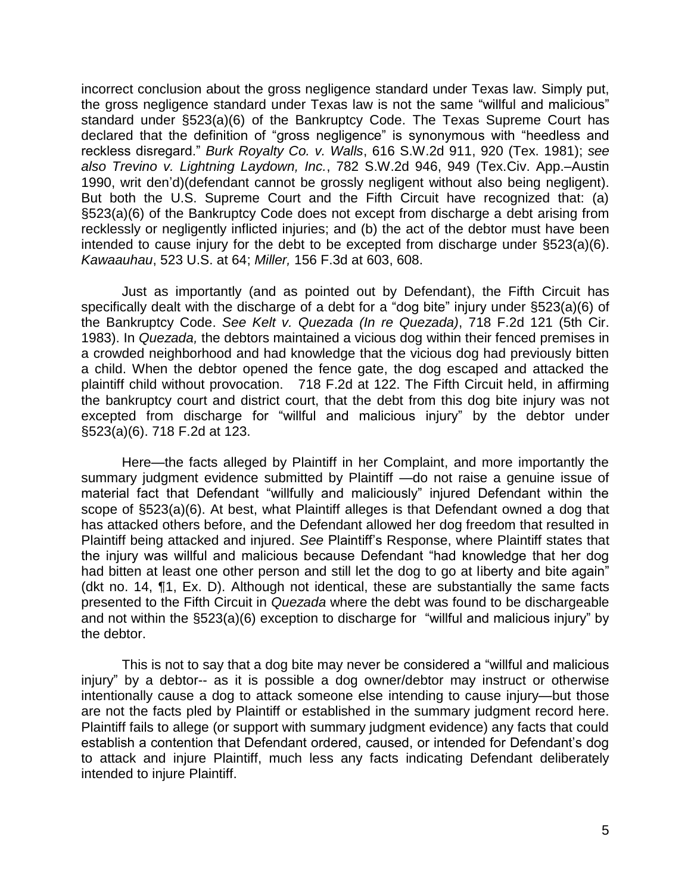incorrect conclusion about the gross negligence standard under Texas law. Simply put, the gross negligence standard under Texas law is not the same "willful and malicious" standard under §523(a)(6) of the Bankruptcy Code. The Texas Supreme Court has declared that the definition of "gross negligence" is synonymous with "heedless and reckless disregard." *Burk Royalty Co. v. Walls*, 616 S.W.2d 911, 920 (Tex. 1981); *see also Trevino v. Lightning Laydown, Inc.*, 782 S.W.2d 946, 949 (Tex.Civ. App.–Austin 1990, writ den'd)(defendant cannot be grossly negligent without also being negligent). But both the U.S. Supreme Court and the Fifth Circuit have recognized that: (a) §523(a)(6) of the Bankruptcy Code does not except from discharge a debt arising from recklessly or negligently inflicted injuries; and (b) the act of the debtor must have been intended to cause injury for the debt to be excepted from discharge under §523(a)(6). *Kawaauhau*, 523 U.S. at 64; *Miller,* 156 F.3d at 603, 608.

Just as importantly (and as pointed out by Defendant), the Fifth Circuit has specifically dealt with the discharge of a debt for a "dog bite" injury under §523(a)(6) of the Bankruptcy Code. *See Kelt v. Quezada (In re Quezada)*, 718 F.2d 121 (5th Cir. 1983). In *Quezada,* the debtors maintained a vicious dog within their fenced premises in a crowded neighborhood and had knowledge that the vicious dog had previously bitten a child. When the debtor opened the fence gate, the dog escaped and attacked the plaintiff child without provocation. 718 F.2d at 122. The Fifth Circuit held, in affirming the bankruptcy court and district court, that the debt from this dog bite injury was not excepted from discharge for "willful and malicious injury" by the debtor under §523(a)(6). 718 F.2d at 123.

Here—the facts alleged by Plaintiff in her Complaint, and more importantly the summary judgment evidence submitted by Plaintiff —do not raise a genuine issue of material fact that Defendant "willfully and maliciously" injured Defendant within the scope of §523(a)(6). At best, what Plaintiff alleges is that Defendant owned a dog that has attacked others before, and the Defendant allowed her dog freedom that resulted in Plaintiff being attacked and injured. *See* Plaintiff's Response, where Plaintiff states that the injury was willful and malicious because Defendant "had knowledge that her dog had bitten at least one other person and still let the dog to go at liberty and bite again" (dkt no. 14, ¶1, Ex. D). Although not identical, these are substantially the same facts presented to the Fifth Circuit in *Quezada* where the debt was found to be dischargeable and not within the §523(a)(6) exception to discharge for "willful and malicious injury" by the debtor.

This is not to say that a dog bite may never be considered a "willful and malicious injury" by a debtor-- as it is possible a dog owner/debtor may instruct or otherwise intentionally cause a dog to attack someone else intending to cause injury—but those are not the facts pled by Plaintiff or established in the summary judgment record here. Plaintiff fails to allege (or support with summary judgment evidence) any facts that could establish a contention that Defendant ordered, caused, or intended for Defendant's dog to attack and injure Plaintiff, much less any facts indicating Defendant deliberately intended to injure Plaintiff.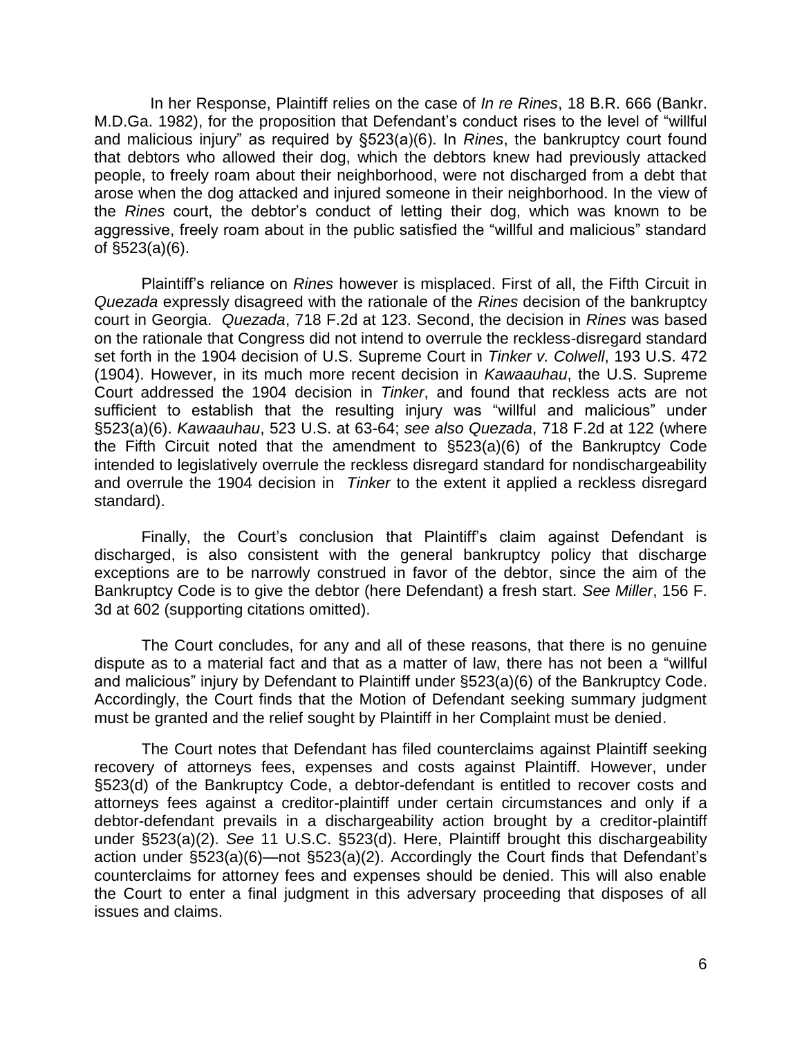In her Response, Plaintiff relies on the case of *In re Rines*, 18 B.R. 666 (Bankr. M.D.Ga. 1982), for the proposition that Defendant's conduct rises to the level of "willful and malicious injury" as required by §523(a)(6). In *Rines*, the bankruptcy court found that debtors who allowed their dog, which the debtors knew had previously attacked people, to freely roam about their neighborhood, were not discharged from a debt that arose when the dog attacked and injured someone in their neighborhood. In the view of the *Rines* court, the debtor's conduct of letting their dog, which was known to be aggressive, freely roam about in the public satisfied the "willful and malicious" standard of §523(a)(6).

Plaintiff's reliance on *Rines* however is misplaced. First of all, the Fifth Circuit in *Quezada* expressly disagreed with the rationale of the *Rines* decision of the bankruptcy court in Georgia. *Quezada*, 718 F.2d at 123. Second, the decision in *Rines* was based on the rationale that Congress did not intend to overrule the reckless-disregard standard set forth in the 1904 decision of U.S. Supreme Court in *Tinker v. Colwell*, 193 U.S. 472 (1904). However, in its much more recent decision in *Kawaauhau*, the U.S. Supreme Court addressed the 1904 decision in *Tinker*, and found that reckless acts are not sufficient to establish that the resulting injury was "willful and malicious" under §523(a)(6). *Kawaauhau*, 523 U.S. at 63-64; *see also Quezada*, 718 F.2d at 122 (where the Fifth Circuit noted that the amendment to §523(a)(6) of the Bankruptcy Code intended to legislatively overrule the reckless disregard standard for nondischargeability and overrule the 1904 decision in *Tinker* to the extent it applied a reckless disregard standard).

Finally, the Court's conclusion that Plaintiff's claim against Defendant is discharged, is also consistent with the general bankruptcy policy that discharge exceptions are to be narrowly construed in favor of the debtor, since the aim of the Bankruptcy Code is to give the debtor (here Defendant) a fresh start. *See Miller*, 156 F. 3d at 602 (supporting citations omitted).

The Court concludes, for any and all of these reasons, that there is no genuine dispute as to a material fact and that as a matter of law, there has not been a "willful and malicious" injury by Defendant to Plaintiff under §523(a)(6) of the Bankruptcy Code. Accordingly, the Court finds that the Motion of Defendant seeking summary judgment must be granted and the relief sought by Plaintiff in her Complaint must be denied.

The Court notes that Defendant has filed counterclaims against Plaintiff seeking recovery of attorneys fees, expenses and costs against Plaintiff. However, under §523(d) of the Bankruptcy Code, a debtor-defendant is entitled to recover costs and attorneys fees against a creditor-plaintiff under certain circumstances and only if a debtor-defendant prevails in a dischargeability action brought by a creditor-plaintiff under §523(a)(2). *See* 11 U.S.C. §523(d). Here, Plaintiff brought this dischargeability action under §523(a)(6)—not §523(a)(2). Accordingly the Court finds that Defendant's counterclaims for attorney fees and expenses should be denied. This will also enable the Court to enter a final judgment in this adversary proceeding that disposes of all issues and claims.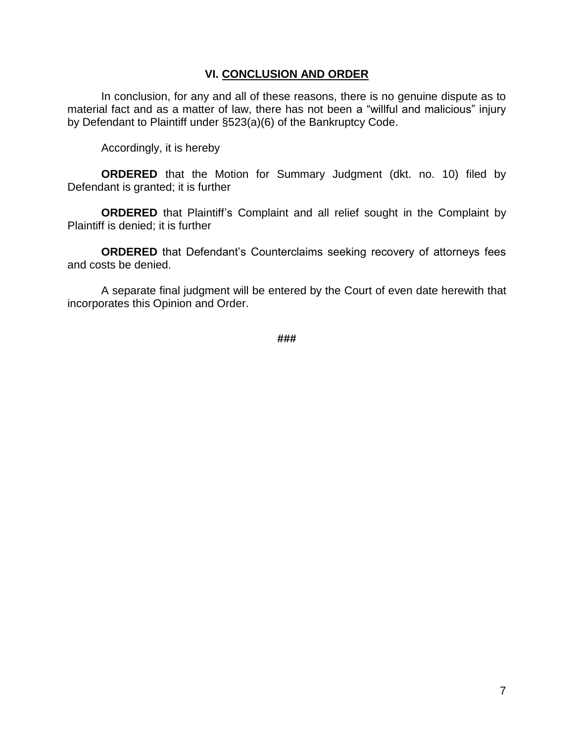## VI. CONCLUSION AND ORDER

In conclusion, for any and all of these reasons, there is no genuine dispute as to material fact and as a matter of law, there has not been a "willful and malicious" injury by Defendant to Plaintiff under §523(a)(6) of the Bankruptcy Code.

Accordingly, it is hereby

**ORDERED** that the Motion for Summary Judgment (dkt. no. 10) filed by Defendant is granted; it is further

**ORDERED** that Plaintiff's Complaint and all relief sought in the Complaint by Plaintiff is denied; it is further

**ORDERED** that Defendant's Counterclaims seeking recovery of attorneys fees and costs be denied.

A separate final judgment will be entered by the Court of even date herewith that incorporates this Opinion and Order.

###